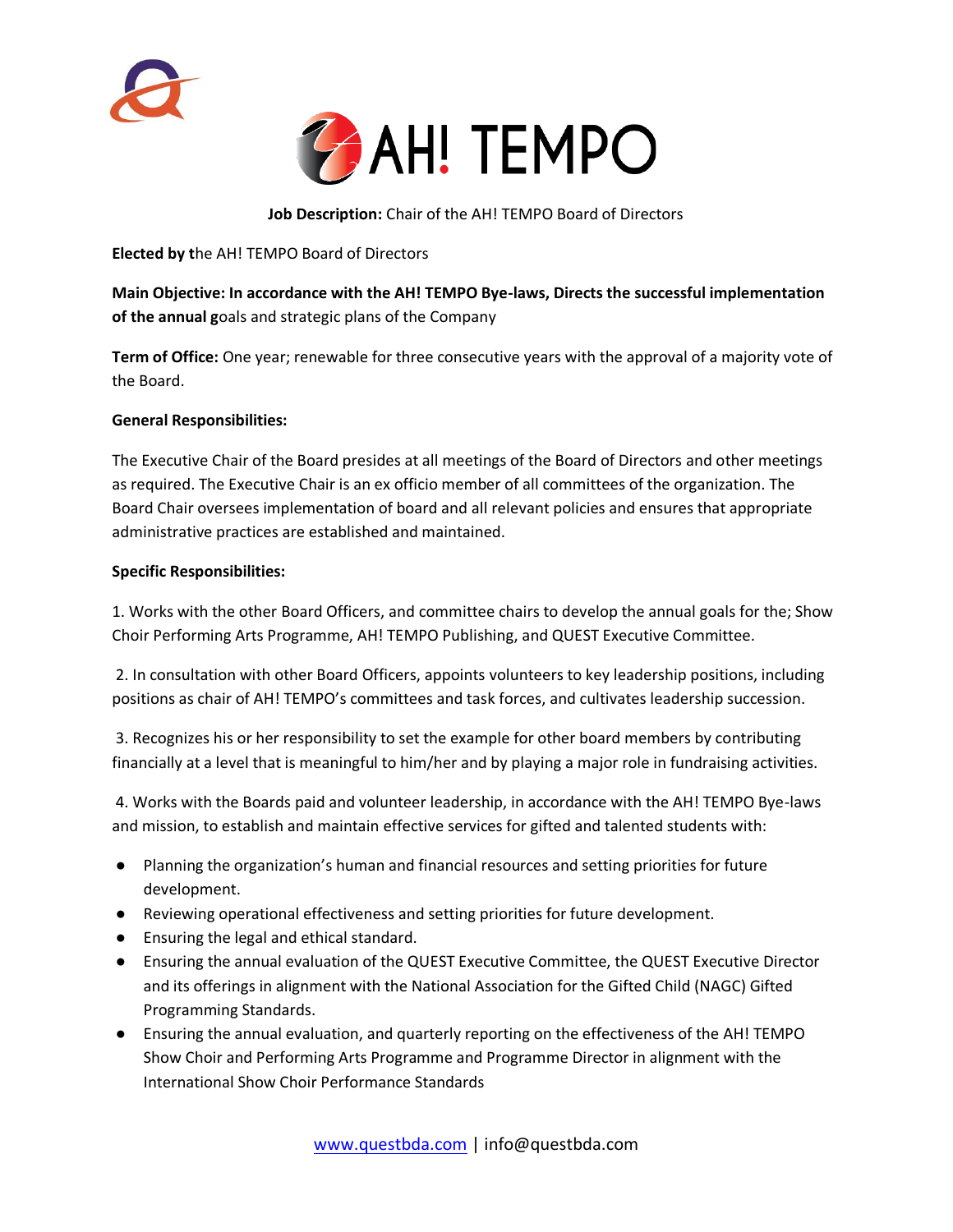# AH! TEMPO

**Job Description:** Chair of the AH! TEMPO Board of Directors

**Elected by t**he AH! TEMPO Board of Directors

**Main Objective: In accordance with the AH! TEMPO Bye-laws, Directs the successful implementation of the annual g**oals and strategic plans of the Company

**Term of Office:** One year; renewable for three consecutive years with the approval of a majority vote of the Board.

**General Responsibilities:**

The Executive Chair of the Board presides at all meetings of the Board of Directors and other meetings as required. The Executive Chair is an ex officio member of all committees of the organization. The Board Chair oversees implementation of board and all relevant policies and ensures that appropriate administrative practices are established and maintained.

**Specific Responsibilities:**

1. Works with the other Board Officers, and committee chairs to develop the annual goals for the; Show Choir Performing Arts Programme, AH! TEMPO Publishing, and QUEST Executive Committee.

2. In consultation with other Board Officers, appoints volunteers to key leadership positions, including positions as chair of AH! TEMPO's committees and task forces, and cultivates leadership succession.

3. Recognizes his or her responsibility to set the example for other board members by contributing financially at a level that is meaningful to him/her and by playing a major role in fundraising activities.

4. Works with the Boards paid and volunteer leadership, in accordance with the AH! TEMPO Bye-laws and mission, to establish and maintain effective services for gifted and talented students with:

- Planning the organization's human and financial resources and setting priorities for future development.
- Reviewing operational effectiveness and setting priorities for future development.
- Ensuring the legal and ethical standard.
- Ensuring the annual evaluation of the QUEST Executive Committee, the QUEST Executive Director and its offerings in alignment with the National Association for the Gifted Child (NAGC) Gifted Programming Standards.
- Ensuring the annual evaluation, and quarterly reporting on the effectiveness of the AH! TEMPO Show Choir and Performing Arts Programme and Programme Director in alignment with the International Show Choir Performance Standards

www.questbda.com | info@questbda.com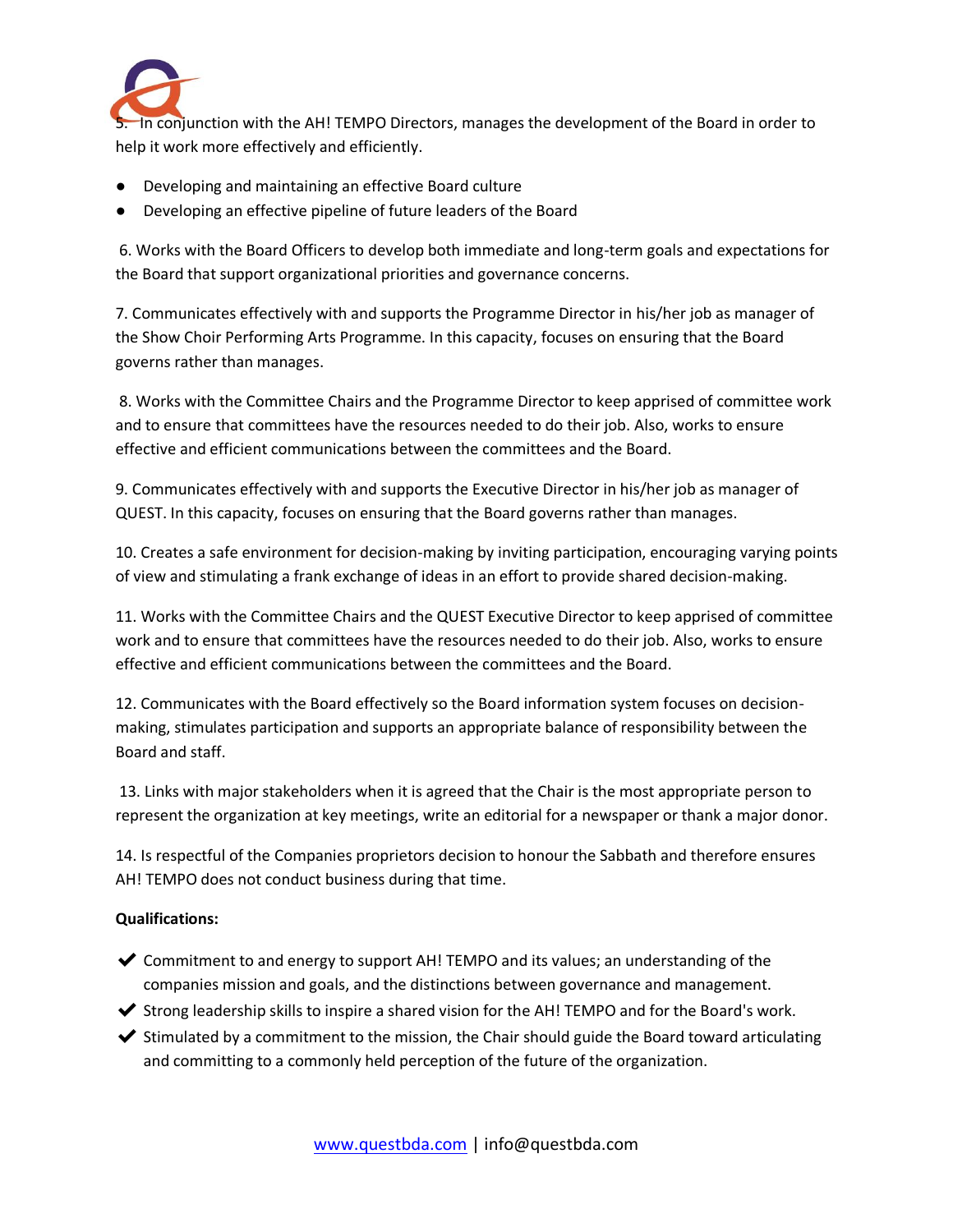5. In conjunction with the AH! TEMPO Directors, manages the development of the Board in order to help it work more effectively and efficiently.

- Developing and maintaining an effective Board culture
- Developing an effective pipeline of future leaders of the Board

6. Works with the Board Officers to develop both immediate and long-term goals and expectations for the Board that support organizational priorities and governance concerns.

7. Communicates effectively with and supports the Programme Director in his/her job as manager of the Show Choir Performing Arts Programme. In this capacity, focuses on ensuring that the Board governs rather than manages.

8. Works with the Committee Chairs and the Programme Director to keep apprised of committee work and to ensure that committees have the resources needed to do their job. Also, works to ensure effective and efficient communications between the committees and the Board.

9. Communicates effectively with and supports the Executive Director in his/her job as manager of QUEST. In this capacity, focuses on ensuring that the Board governs rather than manages.

10. Creates a safe environment for decision-making by inviting participation, encouraging varying points of view and stimulating a frank exchange of ideas in an effort to provide shared decision-making.

11. Works with the Committee Chairs and the QUEST Executive Director to keep apprised of committee work and to ensure that committees have the resources needed to do their job. Also, works to ensure effective and efficient communications between the committees and the Board.

12. Communicates with the Board effectively so the Board information system focuses on decision-making, stimulates participation and supports an appropriate balance of responsibility between the Board and staff.

13. Links with major stakeholders when it is agreed that the Chair is the most appropriate person to represent the organization at key meetings, write an editorial for a newspaper or thank a major donor.

14. Is respectful of the Companies proprietors decision to honour the Sabbath and therefore ensures AH! TEMPO does not conduct business during that time.

**Qualifications:**

- ✔ Commitment to and energy to support AH! TEMPO and its values; an understanding of the companies mission and goals, and the distinctions between governance and management.
- ✔ Strong leadership skills to inspire a shared vision for the AH! TEMPO and for the Board's work.
- ✔ Stimulated by a commitment to the mission, the Chair should guide the Board toward articulating and committing to a commonly held perception of the future of the organization.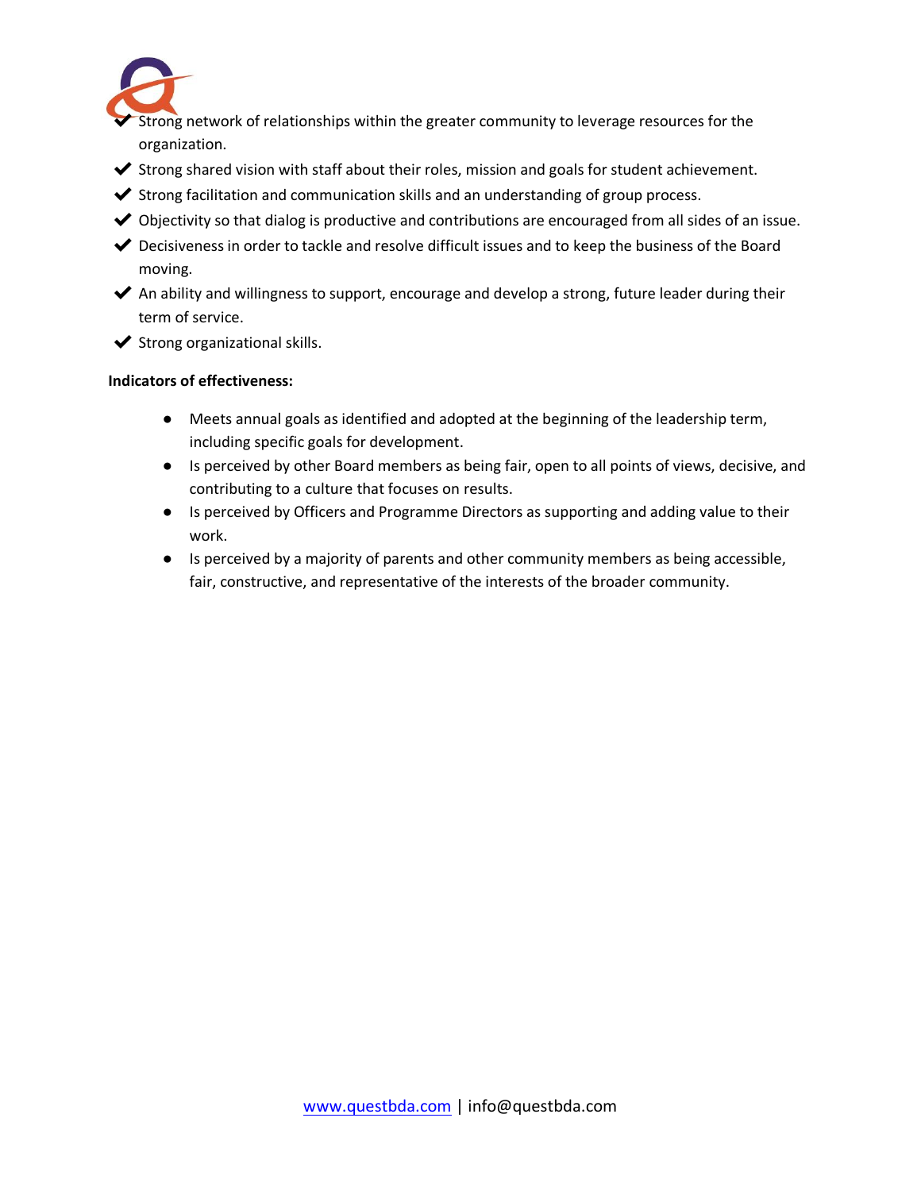- ✔ Strong network of relationships within the greater community to leverage resources for the organization.
- ✔ Strong shared vision with staff about their roles, mission and goals for student achievement.
- ✔ Strong facilitation and communication skills and an understanding of group process.
- ✔ Objectivity so that dialog is productive and contributions are encouraged from all sides of an issue.
- ✔ Decisiveness in order to tackle and resolve difficult issues and to keep the business of the Board moving.
- ✔ An ability and willingness to support, encourage and develop a strong, future leader during their term of service.
- ✔ Strong organizational skills.

**Indicators of effectiveness:**

- Meets annual goals as identified and adopted at the beginning of the leadership term, including specific goals for development.
- Is perceived by other Board members as being fair, open to all points of views, decisive, and contributing to a culture that focuses on results.
- Is perceived by Officers and Programme Directors as supporting and adding value to their work.
- Is perceived by a majority of parents and other community members as being accessible, fair, constructive, and representative of the interests of the broader community.